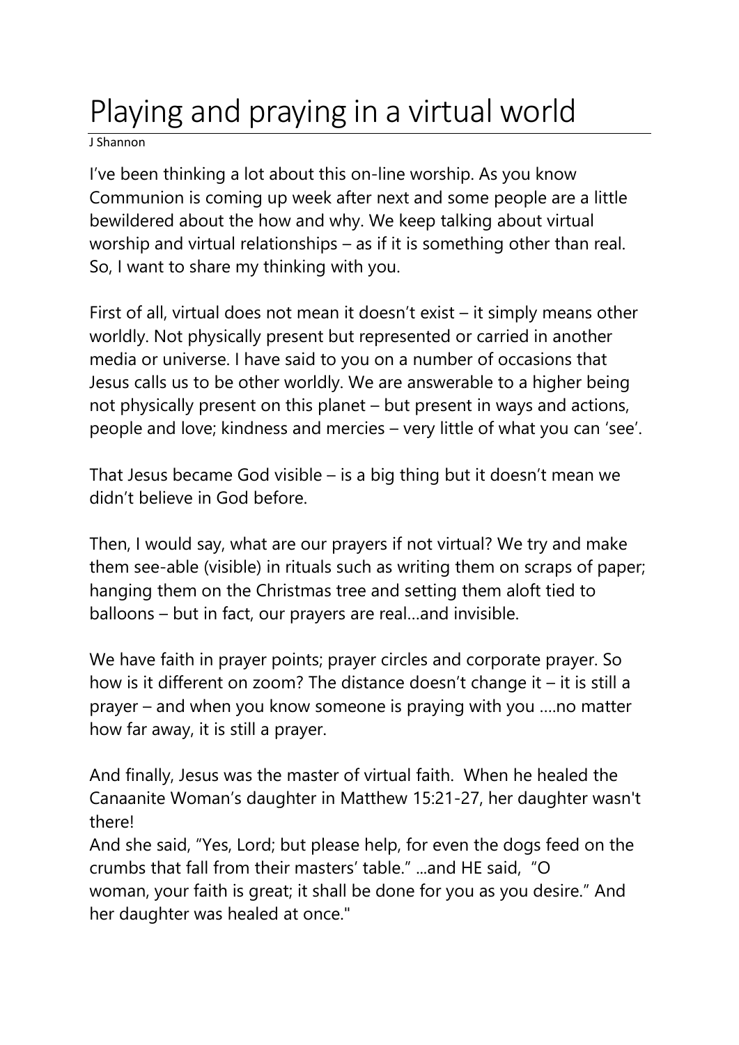# Playing and praying in a virtual world

J Shannon

I've been thinking a lot about this on-line worship. As you know Communion is coming up week after next and some people are a little bewildered about the how and why. We keep talking about virtual worship and virtual relationships – as if it is something other than real. So, I want to share my thinking with you.

First of all, virtual does not mean it doesn't exist – it simply means other worldly. Not physically present but represented or carried in another media or universe. I have said to you on a number of occasions that Jesus calls us to be other worldly. We are answerable to a higher being not physically present on this planet – but present in ways and actions, people and love; kindness and mercies – very little of what you can 'see'.

That Jesus became God visible – is a big thing but it doesn't mean we didn't believe in God before.

Then, I would say, what are our prayers if not virtual? We try and make them see-able (visible) in rituals such as writing them on scraps of paper; hanging them on the Christmas tree and setting them aloft tied to balloons – but in fact, our prayers are real…and invisible.

We have faith in prayer points; prayer circles and corporate prayer. So how is it different on zoom? The distance doesn't change it – it is still a prayer – and when you know someone is praying with you ….no matter how far away, it is still a prayer.

And finally, Jesus was the master of virtual faith. When he healed the Canaanite Woman's daughter in Matthew 15:21-27, her daughter wasn't there!
And she said, "Yes, Lord; but please help, for even the dogs feed on the crumbs that fall from their masters' table." ...and HE said, "O woman, your faith is great; it shall be done for you as you desire." And her daughter was healed at once."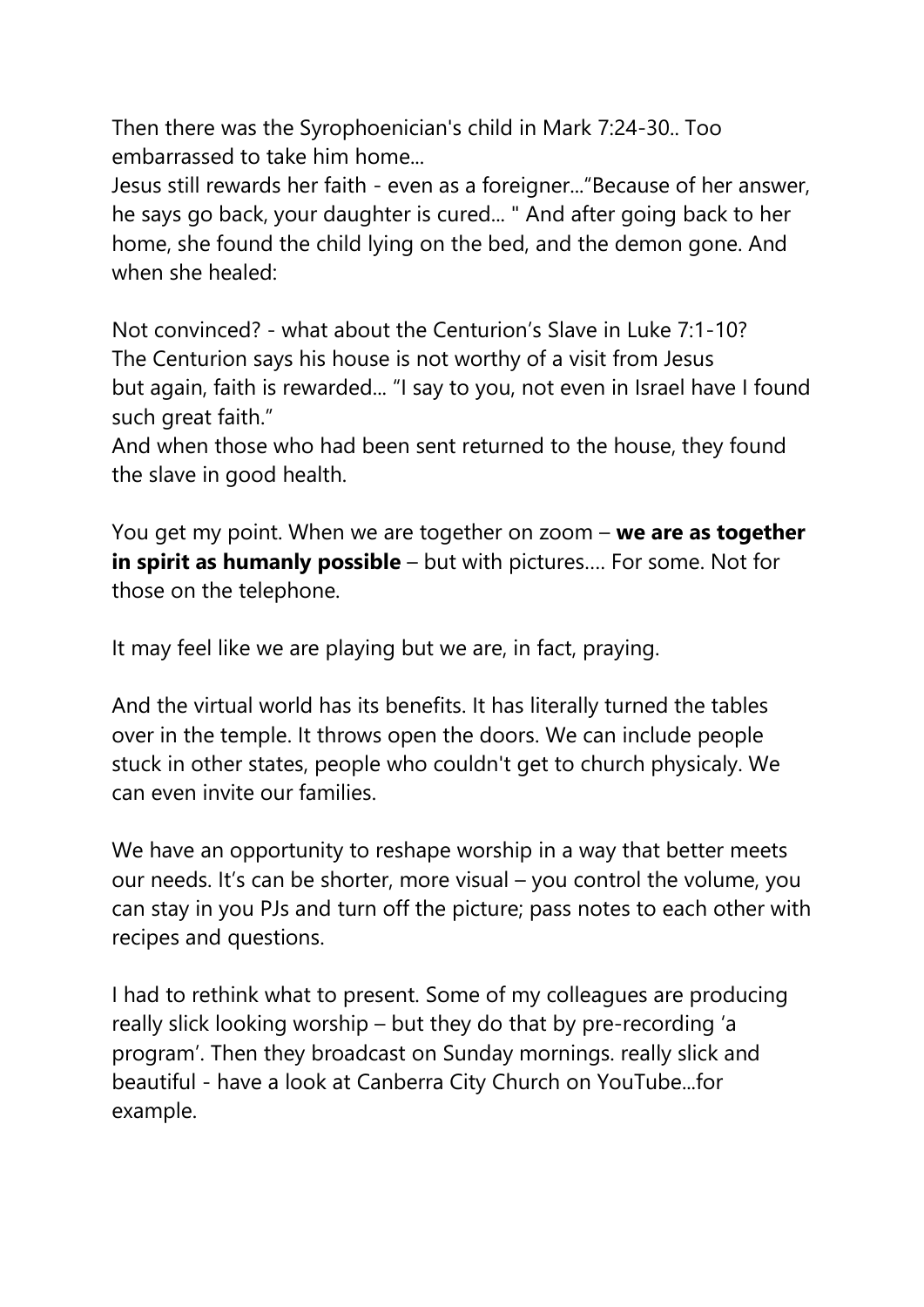Then there was the Syrophoenician's child in Mark 7:24-30.. Too embarrassed to take him home...
Jesus still rewards her faith - even as a foreigner..."Because of her answer, he says go back, your daughter is cured... " And after going back to her home, she found the child lying on the bed, and the demon gone. And when she healed:

Not convinced? - what about the Centurion's Slave in Luke 7:1-10?
The Centurion says his house is not worthy of a visit from Jesus but again, faith is rewarded... "I say to you, not even in Israel have I found such great faith."
And when those who had been sent returned to the house, they found the slave in good health.

You get my point. When we are together on zoom – **we are as together in spirit as humanly possible** – but with pictures.... For some. Not for those on the telephone.

It may feel like we are playing but we are, in fact, praying.

And the virtual world has its benefits. It has literally turned the tables over in the temple. It throws open the doors. We can include people stuck in other states, people who couldn't get to church physicaly. We can even invite our families.

We have an opportunity to reshape worship in a way that better meets our needs. It's can be shorter, more visual – you control the volume, you can stay in you PJs and turn off the picture; pass notes to each other with recipes and questions.

I had to rethink what to present. Some of my colleagues are producing really slick looking worship – but they do that by pre-recording 'a program'. Then they broadcast on Sunday mornings. really slick and beautiful - have a look at Canberra City Church on YouTube...for example.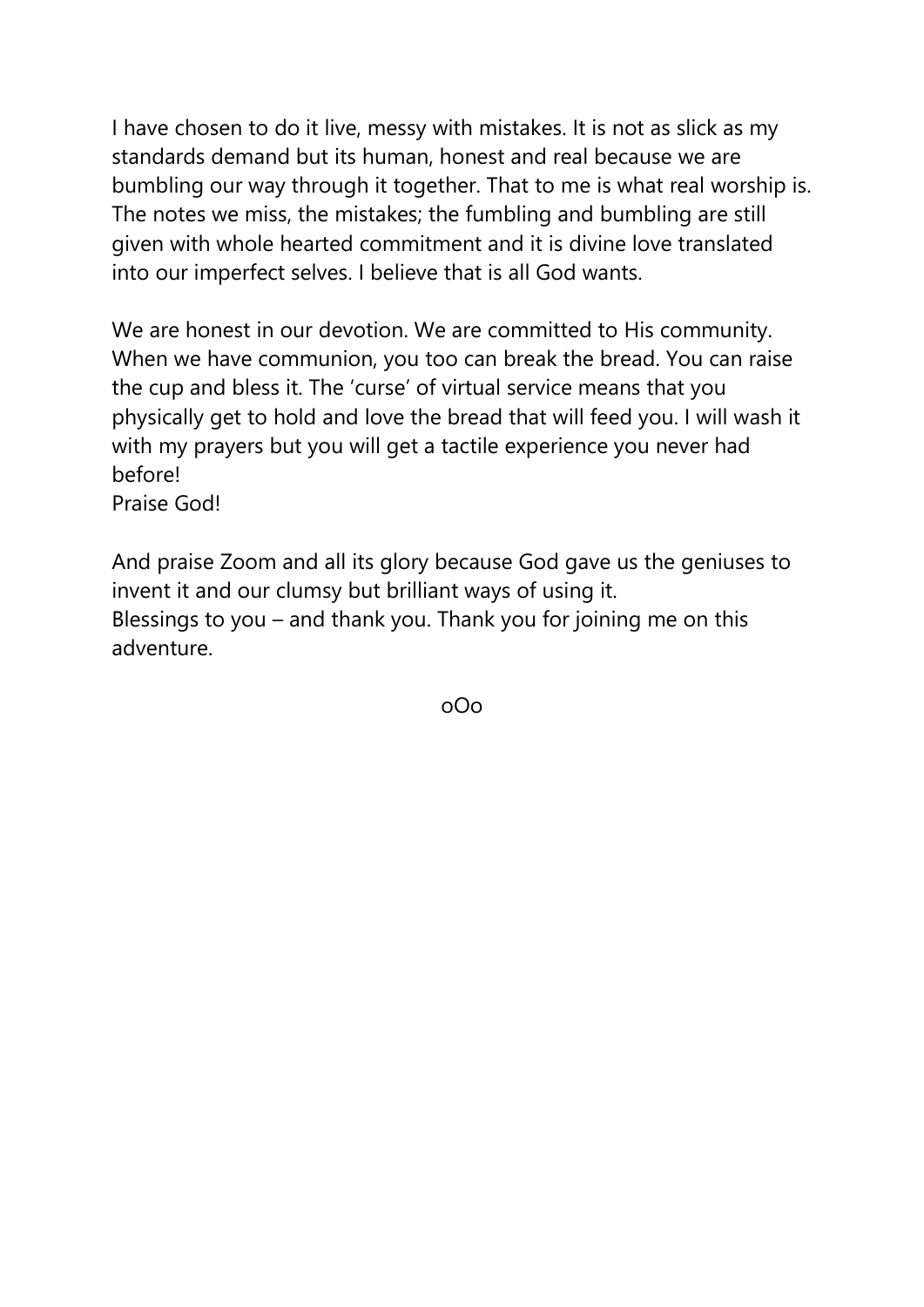I have chosen to do it live, messy with mistakes. It is not as slick as my standards demand but its human, honest and real because we are bumbling our way through it together. That to me is what real worship is. The notes we miss, the mistakes; the fumbling and bumbling are still given with whole hearted commitment and it is divine love translated into our imperfect selves. I believe that is all God wants.

We are honest in our devotion. We are committed to His community. When we have communion, you too can break the bread. You can raise the cup and bless it. The 'curse' of virtual service means that you physically get to hold and love the bread that will feed you. I will wash it with my prayers but you will get a tactile experience you never had before!
Praise God!

And praise Zoom and all its glory because God gave us the geniuses to invent it and our clumsy but brilliant ways of using it.
Blessings to you – and thank you. Thank you for joining me on this adventure.

oOo